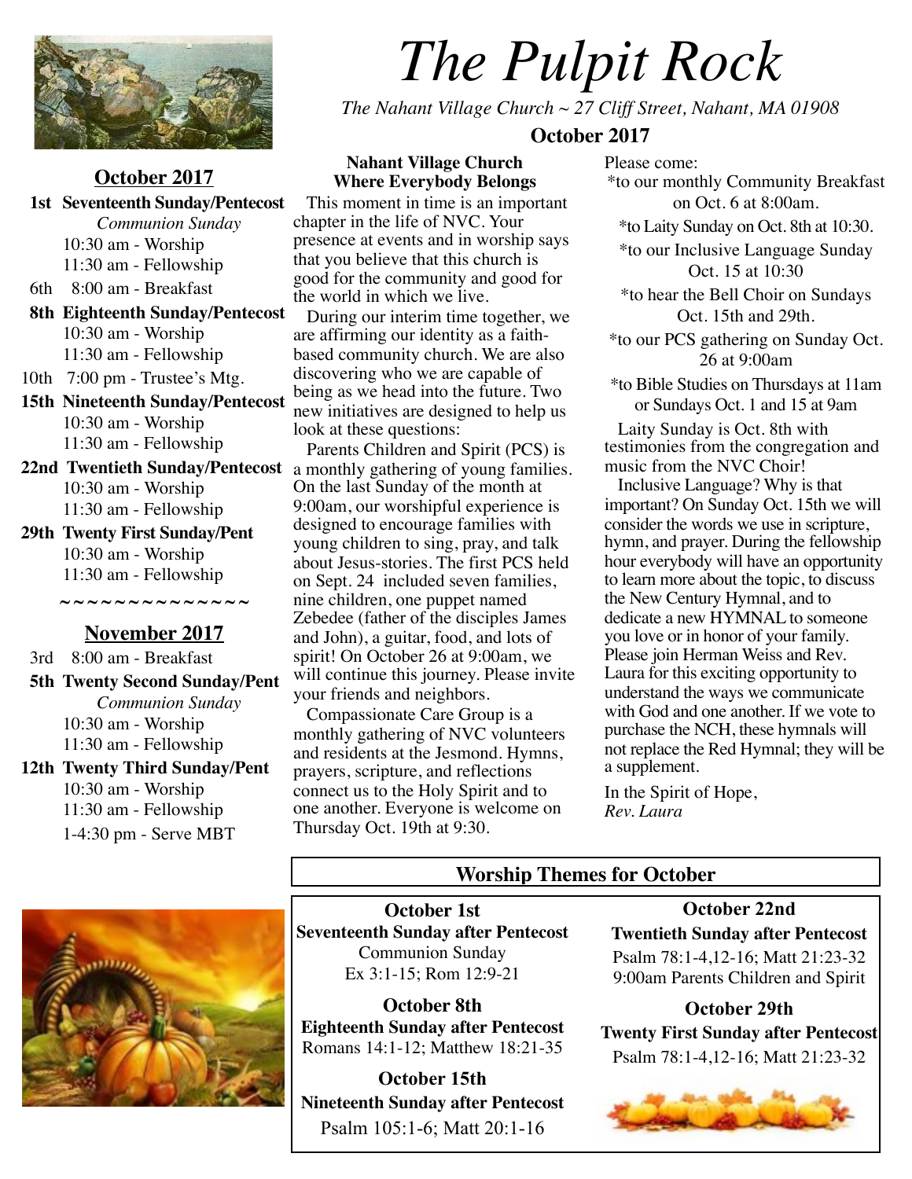# The Pulpit Rock

*The Nahant Village Church ~ 27 Cliff Street, Nahant, MA 01908*

**October 2017**

## October 2017

**1st Seventeenth Sunday/Pentecost**
*Communion Sunday*
10:30 am - Worship
11:30 am - Fellowship

6th 8:00 am - Breakfast

**8th Eighteenth Sunday/Pentecost**
10:30 am - Worship
11:30 am - Fellowship

10th 7:00 pm - Trustee's Mtg.

**15th Nineteenth Sunday/Pentecost**
10:30 am - Worship
11:30 am - Fellowship

**22nd Twentieth Sunday/Pentecost**
10:30 am - Worship
11:30 am - Fellowship

**29th Twenty First Sunday/Pent**
10:30 am - Worship
11:30 am - Fellowship

~~~~~~~~~~~~~~

## November 2017

3rd 8:00 am - Breakfast

**5th Twenty Second Sunday/Pent**
*Communion Sunday*
10:30 am - Worship
11:30 am - Fellowship

**12th Twenty Third Sunday/Pent**
10:30 am - Worship
11:30 am - Fellowship
1-4:30 pm - Serve MBT

### Nahant Village Church Where Everybody Belongs

This moment in time is an important chapter in the life of NVC. Your presence at events and in worship says that you believe that this church is good for the community and good for the world in which we live.

During our interim time together, we are affirming our identity as a faith-based community church. We are also discovering who we are capable of being as we head into the future. Two new initiatives are designed to help us look at these questions:

Parents Children and Spirit (PCS) is a monthly gathering of young families. On the last Sunday of the month at 9:00am, our worshipful experience is designed to encourage families with young children to sing, pray, and talk about Jesus-stories. The first PCS held on Sept. 24 included seven families, nine children, one puppet named Zebedee (father of the disciples James and John), a guitar, food, and lots of spirit! On October 26 at 9:00am, we will continue this journey. Please invite your friends and neighbors.

Compassionate Care Group is a monthly gathering of NVC volunteers and residents at the Jesmond. Hymns, prayers, scripture, and reflections connect us to the Holy Spirit and to one another. Everyone is welcome on Thursday Oct. 19th at 9:30.

Please come:

*to our monthly Community Breakfast on Oct. 6 at 8:00am.

*to Laity Sunday on Oct. 8th at 10:30.

*to our Inclusive Language Sunday Oct. 15 at 10:30

*to hear the Bell Choir on Sundays Oct. 15th and 29th.

*to our PCS gathering on Sunday Oct. 26 at 9:00am

*to Bible Studies on Thursdays at 11am or Sundays Oct. 1 and 15 at 9am

Laity Sunday is Oct. 8th with testimonies from the congregation and music from the NVC Choir!

Inclusive Language? Why is that important? On Sunday Oct. 15th we will consider the words we use in scripture, hymn, and prayer. During the fellowship hour everybody will have an opportunity to learn more about the topic, to discuss the New Century Hymnal, and to dedicate a new HYMNAL to someone you love or in honor of your family. Please join Herman Weiss and Rev. Laura for this exciting opportunity to understand the ways we communicate with God and one another. If we vote to purchase the NCH, these hymnals will not replace the Red Hymnal; they will be a supplement.

In the Spirit of Hope,
*Rev. Laura*

## Worship Themes for October

**October 1st**
**Seventeenth Sunday after Pentecost**
Communion Sunday
Ex 3:1-15; Rom 12:9-21

**October 8th**
**Eighteenth Sunday after Pentecost**
Romans 14:1-12; Matthew 18:21-35

**October 15th**
**Nineteenth Sunday after Pentecost**
Psalm 105:1-6; Matt 20:1-16

**October 22nd**
**Twentieth Sunday after Pentecost**
Psalm 78:1-4,12-16; Matt 21:23-32
9:00am Parents Children and Spirit

**October 29th**
**Twenty First Sunday after Pentecost**
Psalm 78:1-4,12-16; Matt 21:23-32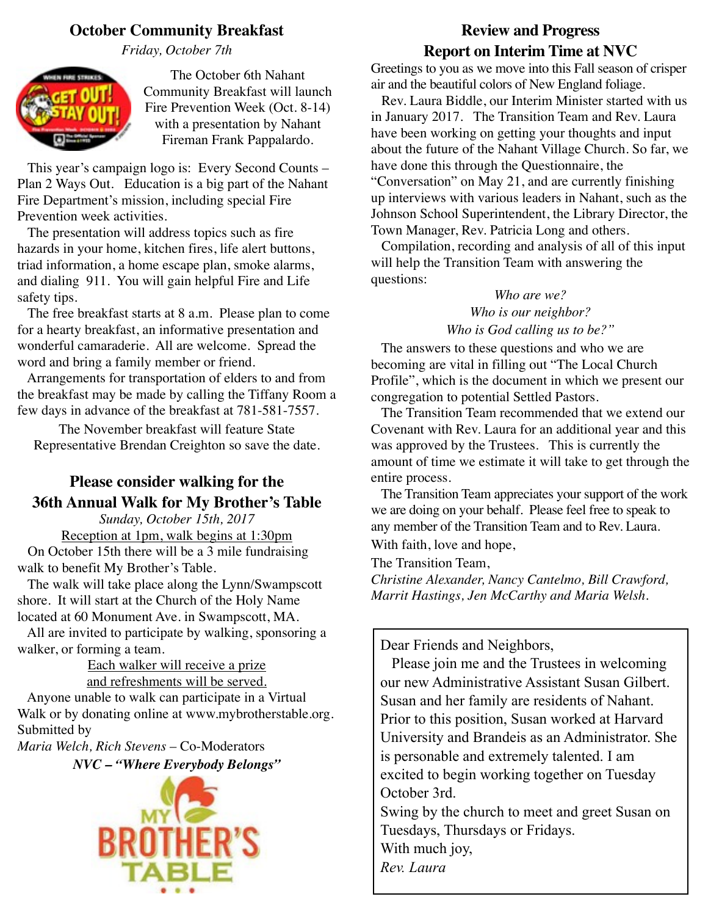## October Community Breakfast

*Friday, October 7th*

The October 6th Nahant Community Breakfast will launch Fire Prevention Week (Oct. 8-14) with a presentation by Nahant Fireman Frank Pappalardo.

This year's campaign logo is: Every Second Counts – Plan 2 Ways Out. Education is a big part of the Nahant Fire Department's mission, including special Fire Prevention week activities.

The presentation will address topics such as fire hazards in your home, kitchen fires, life alert buttons, triad information, a home escape plan, smoke alarms, and dialing 911. You will gain helpful Fire and Life safety tips.

The free breakfast starts at 8 a.m. Please plan to come for a hearty breakfast, an informative presentation and wonderful camaraderie. All are welcome. Spread the word and bring a family member or friend.

Arrangements for transportation of elders to and from the breakfast may be made by calling the Tiffany Room a few days in advance of the breakfast at 781-581-7557.

The November breakfast will feature State Representative Brendan Creighton so save the date.

## Please consider walking for the 36th Annual Walk for My Brother's Table

*Sunday, October 15th, 2017*

Reception at 1pm, walk begins at 1:30pm

On October 15th there will be a 3 mile fundraising walk to benefit My Brother's Table.

The walk will take place along the Lynn/Swampscott shore. It will start at the Church of the Holy Name located at 60 Monument Ave. in Swampscott, MA.

All are invited to participate by walking, sponsoring a walker, or forming a team.

Each walker will receive a prize and refreshments will be served.

Anyone unable to walk can participate in a Virtual Walk or by donating online at www.mybrotherstable.org.

Submitted by

*Maria Welch, Rich Stevens* – Co-Moderators

***NVC – "Where Everybody Belongs"***

## Review and Progress Report on Interim Time at NVC

Greetings to you as we move into this Fall season of crisper air and the beautiful colors of New England foliage.

Rev. Laura Biddle, our Interim Minister started with us in January 2017. The Transition Team and Rev. Laura have been working on getting your thoughts and input about the future of the Nahant Village Church. So far, we have done this through the Questionnaire, the "Conversation" on May 21, and are currently finishing up interviews with various leaders in Nahant, such as the Johnson School Superintendent, the Library Director, the Town Manager, Rev. Patricia Long and others.

Compilation, recording and analysis of all of this input will help the Transition Team with answering the questions:

*Who are we?*
*Who is our neighbor?*
*Who is God calling us to be?"*

The answers to these questions and who we are becoming are vital in filling out "The Local Church Profile", which is the document in which we present our congregation to potential Settled Pastors.

The Transition Team recommended that we extend our Covenant with Rev. Laura for an additional year and this was approved by the Trustees. This is currently the amount of time we estimate it will take to get through the entire process.

The Transition Team appreciates your support of the work we are doing on your behalf. Please feel free to speak to any member of the Transition Team and to Rev. Laura.

With faith, love and hope,

The Transition Team,

*Christine Alexander, Nancy Cantelmo, Bill Crawford, Marrit Hastings, Jen McCarthy and Maria Welsh.*

---

Dear Friends and Neighbors,

Please join me and the Trustees in welcoming our new Administrative Assistant Susan Gilbert. Susan and her family are residents of Nahant. Prior to this position, Susan worked at Harvard University and Brandeis as an Administrator. She is personable and extremely talented. I am excited to begin working together on Tuesday October 3rd.

Swing by the church to meet and greet Susan on Tuesdays, Thursdays or Fridays.

With much joy,

*Rev. Laura*